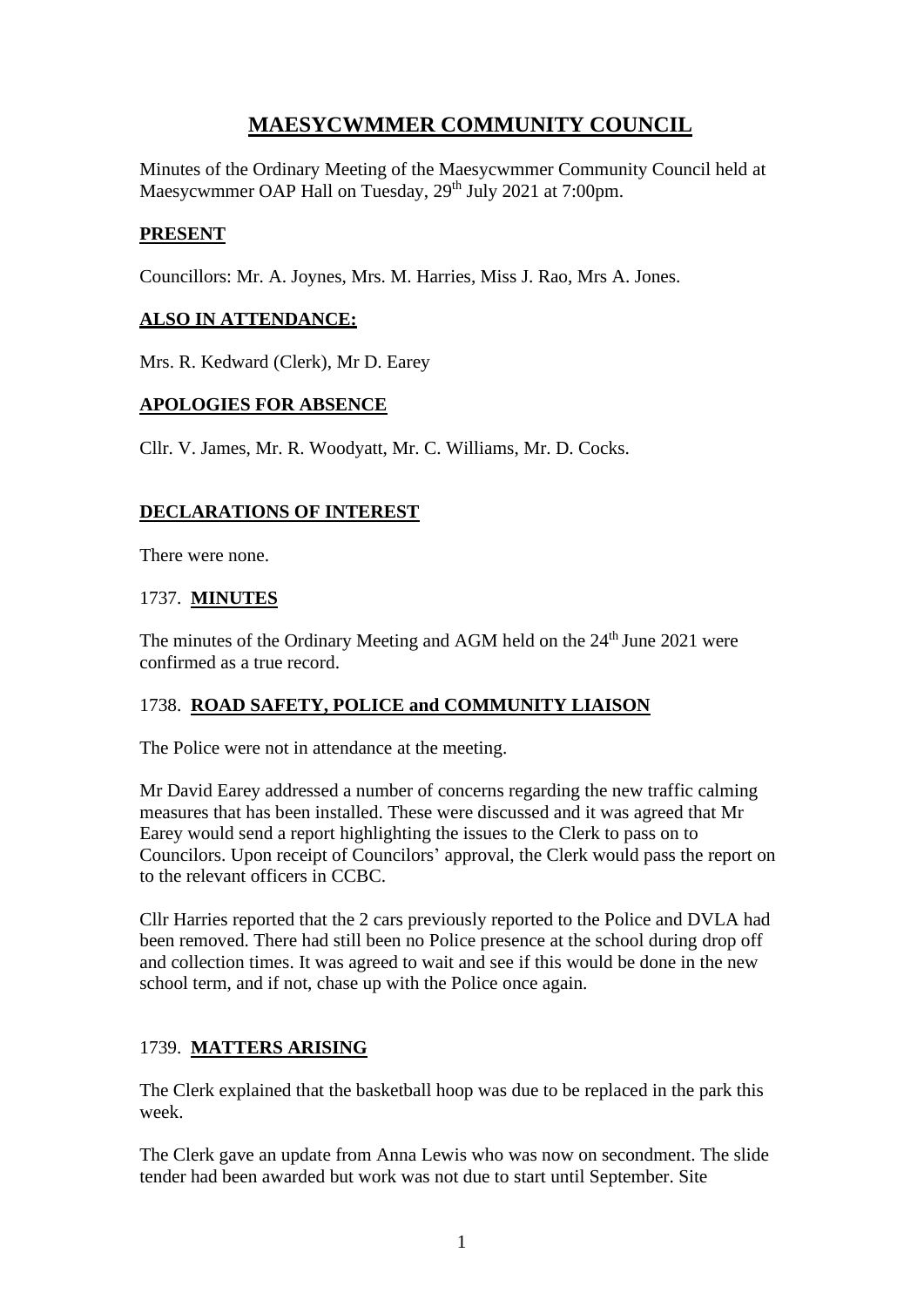# MAESYCWMMER COMMUNITY COUNCIL

Minutes of the Ordinary Meeting of the Maesycwmmer Community Council held at Maesycwmmer OAP Hall on Tuesday, 29th July 2021 at 7:00pm.

## PRESENT

Councillors: Mr. A. Joynes, Mrs. M. Harries, Miss J. Rao, Mrs A. Jones.

## ALSO IN ATTENDANCE:

Mrs. R. Kedward (Clerk), Mr D. Earey

## APOLOGIES FOR ABSENCE

Cllr. V. James, Mr. R. Woodyatt, Mr. C. Williams, Mr. D. Cocks.

## DECLARATIONS OF INTEREST

There were none.

## 1737. MINUTES

The minutes of the Ordinary Meeting and AGM held on the 24th June 2021 were confirmed as a true record.

## 1738. ROAD SAFETY, POLICE and COMMUNITY LIAISON

The Police were not in attendance at the meeting.

Mr David Earey addressed a number of concerns regarding the new traffic calming measures that has been installed. These were discussed and it was agreed that Mr Earey would send a report highlighting the issues to the Clerk to pass on to Councilors. Upon receipt of Councilors' approval, the Clerk would pass the report on to the relevant officers in CCBC.

Cllr Harries reported that the 2 cars previously reported to the Police and DVLA had been removed. There had still been no Police presence at the school during drop off and collection times. It was agreed to wait and see if this would be done in the new school term, and if not, chase up with the Police once again.

## 1739. MATTERS ARISING

The Clerk explained that the basketball hoop was due to be replaced in the park this week.

The Clerk gave an update from Anna Lewis who was now on secondment. The slide tender had been awarded but work was not due to start until September. Site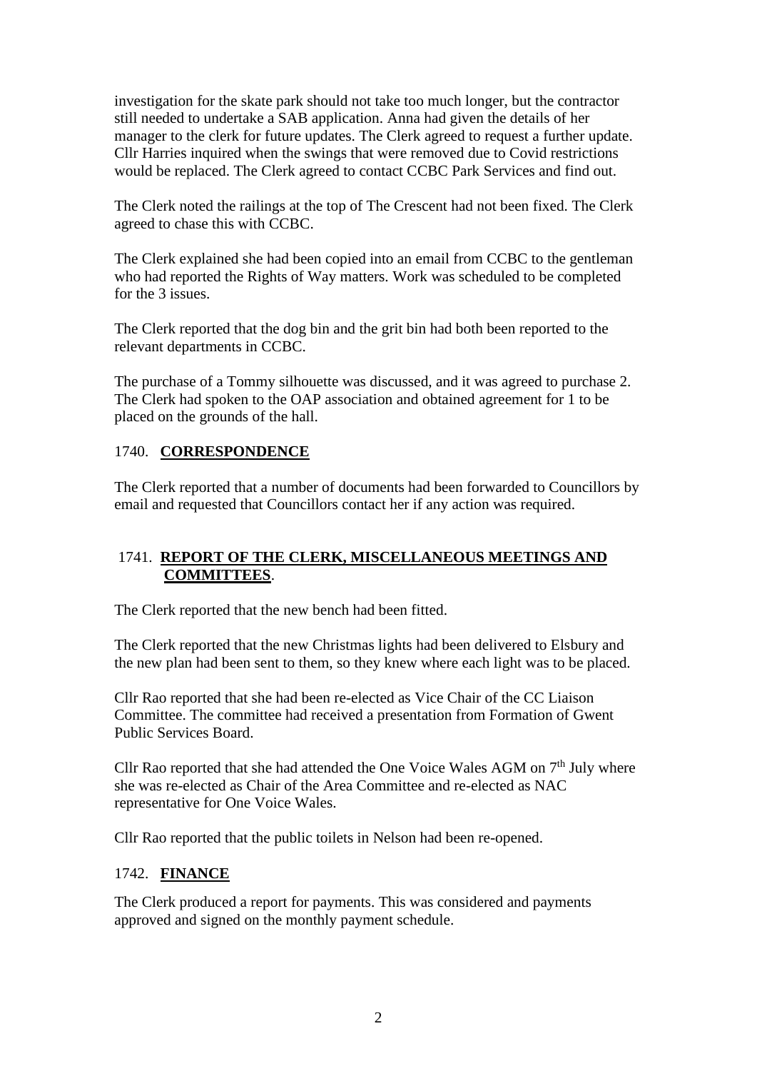investigation for the skate park should not take too much longer, but the contractor still needed to undertake a SAB application. Anna had given the details of her manager to the clerk for future updates. The Clerk agreed to request a further update. Cllr Harries inquired when the swings that were removed due to Covid restrictions would be replaced. The Clerk agreed to contact CCBC Park Services and find out.

The Clerk noted the railings at the top of The Crescent had not been fixed. The Clerk agreed to chase this with CCBC.

The Clerk explained she had been copied into an email from CCBC to the gentleman who had reported the Rights of Way matters. Work was scheduled to be completed for the 3 issues.

The Clerk reported that the dog bin and the grit bin had both been reported to the relevant departments in CCBC.

The purchase of a Tommy silhouette was discussed, and it was agreed to purchase 2. The Clerk had spoken to the OAP association and obtained agreement for 1 to be placed on the grounds of the hall.

## 1740. **CORRESPONDENCE**

The Clerk reported that a number of documents had been forwarded to Councillors by email and requested that Councillors contact her if any action was required.

## 1741. **REPORT OF THE CLERK, MISCELLANEOUS MEETINGS AND COMMITTEES**.

The Clerk reported that the new bench had been fitted.

The Clerk reported that the new Christmas lights had been delivered to Elsbury and the new plan had been sent to them, so they knew where each light was to be placed.

Cllr Rao reported that she had been re-elected as Vice Chair of the CC Liaison Committee. The committee had received a presentation from Formation of Gwent Public Services Board.

Cllr Rao reported that she had attended the One Voice Wales AGM on 7th July where she was re-elected as Chair of the Area Committee and re-elected as NAC representative for One Voice Wales.

Cllr Rao reported that the public toilets in Nelson had been re-opened.

## 1742. **FINANCE**

The Clerk produced a report for payments. This was considered and payments approved and signed on the monthly payment schedule.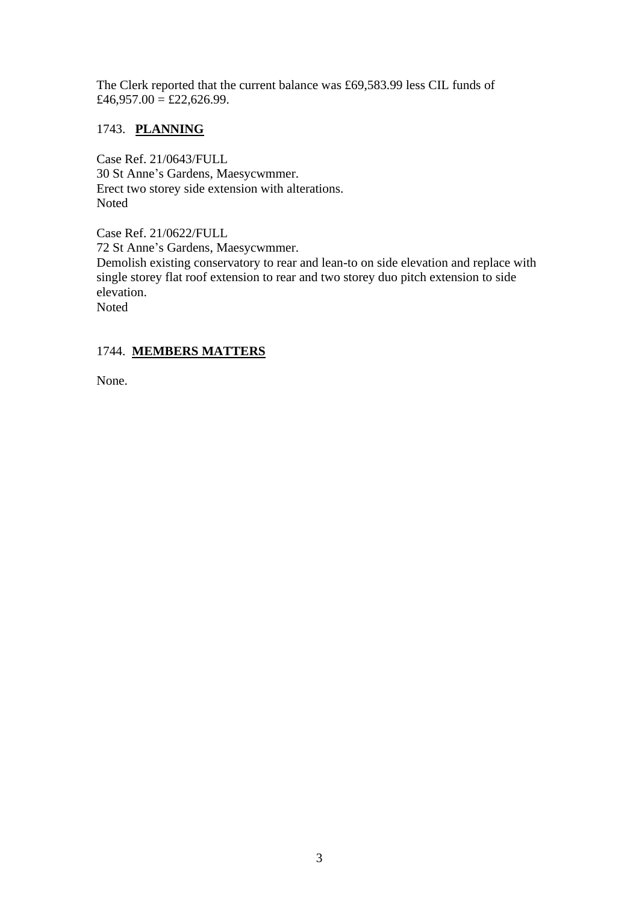The Clerk reported that the current balance was £69,583.99 less CIL funds of £46,957.00 = £22,626.99.

## 1743. **PLANNING**

Case Ref. 21/0643/FULL
30 St Anne's Gardens, Maesycwmmer.
Erect two storey side extension with alterations.
Noted

Case Ref. 21/0622/FULL
72 St Anne's Gardens, Maesycwmmer.
Demolish existing conservatory to rear and lean-to on side elevation and replace with single storey flat roof extension to rear and two storey duo pitch extension to side elevation.
Noted

## 1744. **MEMBERS MATTERS**

None.